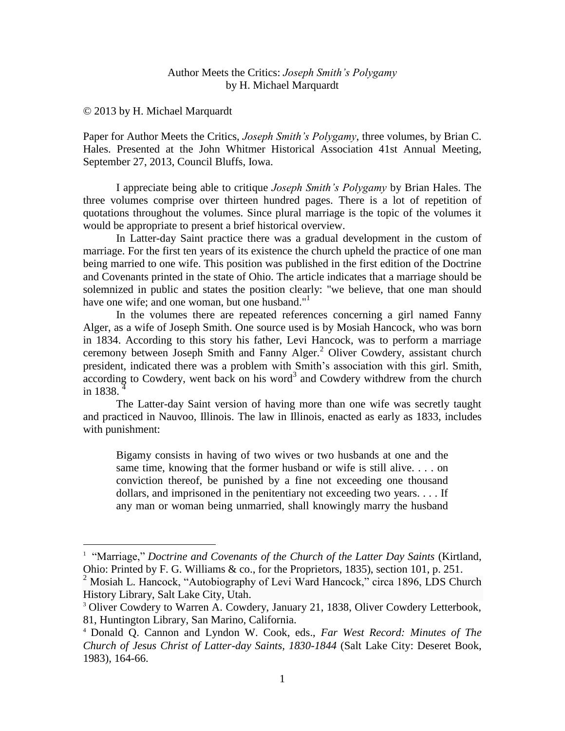Author Meets the Critics: *Joseph Smith's Polygamy*
by H. Michael Marquardt

© 2013 by H. Michael Marquardt

Paper for Author Meets the Critics, *Joseph Smith's Polygamy*, three volumes, by Brian C. Hales. Presented at the John Whitmer Historical Association 41st Annual Meeting, September 27, 2013, Council Bluffs, Iowa.

I appreciate being able to critique *Joseph Smith's Polygamy* by Brian Hales. The three volumes comprise over thirteen hundred pages. There is a lot of repetition of quotations throughout the volumes. Since plural marriage is the topic of the volumes it would be appropriate to present a brief historical overview.

In Latter-day Saint practice there was a gradual development in the custom of marriage. For the first ten years of its existence the church upheld the practice of one man being married to one wife. This position was published in the first edition of the Doctrine and Covenants printed in the state of Ohio. The article indicates that a marriage should be solemnized in public and states the position clearly: "we believe, that one man should have one wife; and one woman, but one husband."[1]

In the volumes there are repeated references concerning a girl named Fanny Alger, as a wife of Joseph Smith. One source used is by Mosiah Hancock, who was born in 1834. According to this story his father, Levi Hancock, was to perform a marriage ceremony between Joseph Smith and Fanny Alger.[2] Oliver Cowdery, assistant church president, indicated there was a problem with Smith's association with this girl. Smith, according to Cowdery, went back on his word[3] and Cowdery withdrew from the church in 1838.[4]

The Latter-day Saint version of having more than one wife was secretly taught and practiced in Nauvoo, Illinois. The law in Illinois, enacted as early as 1833, includes with punishment:

> Bigamy consists in having of two wives or two husbands at one and the same time, knowing that the former husband or wife is still alive. . . . on conviction thereof, be punished by a fine not exceeding one thousand dollars, and imprisoned in the penitentiary not exceeding two years. . . . If any man or woman being unmarried, shall knowingly marry the husband

---

[1] "Marriage," *Doctrine and Covenants of the Church of the Latter Day Saints* (Kirtland, Ohio: Printed by F. G. Williams & co., for the Proprietors, 1835), section 101, p. 251.

[2] Mosiah L. Hancock, "Autobiography of Levi Ward Hancock," circa 1896, LDS Church History Library, Salt Lake City, Utah.

[3] Oliver Cowdery to Warren A. Cowdery, January 21, 1838, Oliver Cowdery Letterbook, 81, Huntington Library, San Marino, California.

[4] Donald Q. Cannon and Lyndon W. Cook, eds., *Far West Record: Minutes of The Church of Jesus Christ of Latter-day Saints, 1830-1844* (Salt Lake City: Deseret Book, 1983), 164-66.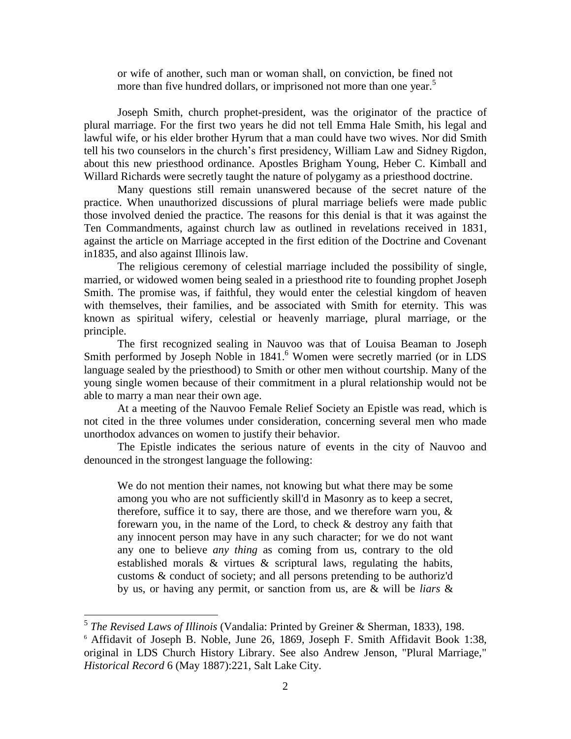> or wife of another, such man or woman shall, on conviction, be fined not more than five hundred dollars, or imprisoned not more than one year.[5]

Joseph Smith, church prophet-president, was the originator of the practice of plural marriage. For the first two years he did not tell Emma Hale Smith, his legal and lawful wife, or his elder brother Hyrum that a man could have two wives. Nor did Smith tell his two counselors in the church's first presidency, William Law and Sidney Rigdon, about this new priesthood ordinance. Apostles Brigham Young, Heber C. Kimball and Willard Richards were secretly taught the nature of polygamy as a priesthood doctrine.

Many questions still remain unanswered because of the secret nature of the practice. When unauthorized discussions of plural marriage beliefs were made public those involved denied the practice. The reasons for this denial is that it was against the Ten Commandments, against church law as outlined in revelations received in 1831, against the article on Marriage accepted in the first edition of the Doctrine and Covenant in1835, and also against Illinois law.

The religious ceremony of celestial marriage included the possibility of single, married, or widowed women being sealed in a priesthood rite to founding prophet Joseph Smith. The promise was, if faithful, they would enter the celestial kingdom of heaven with themselves, their families, and be associated with Smith for eternity. This was known as spiritual wifery, celestial or heavenly marriage, plural marriage, or the principle.

The first recognized sealing in Nauvoo was that of Louisa Beaman to Joseph Smith performed by Joseph Noble in 1841.[6] Women were secretly married (or in LDS language sealed by the priesthood) to Smith or other men without courtship. Many of the young single women because of their commitment in a plural relationship would not be able to marry a man near their own age.

At a meeting of the Nauvoo Female Relief Society an Epistle was read, which is not cited in the three volumes under consideration, concerning several men who made unorthodox advances on women to justify their behavior.

The Epistle indicates the serious nature of events in the city of Nauvoo and denounced in the strongest language the following:

> We do not mention their names, not knowing but what there may be some among you who are not sufficiently skill'd in Masonry as to keep a secret, therefore, suffice it to say, there are those, and we therefore warn you, & forewarn you, in the name of the Lord, to check & destroy any faith that any innocent person may have in any such character; for we do not want any one to believe *any thing* as coming from us, contrary to the old established morals & virtues & scriptural laws, regulating the habits, customs & conduct of society; and all persons pretending to be authoriz'd by us, or having any permit, or sanction from us, are & will be *liars* &

---

[5] *The Revised Laws of Illinois* (Vandalia: Printed by Greiner & Sherman, 1833), 198.

[6] Affidavit of Joseph B. Noble, June 26, 1869, Joseph F. Smith Affidavit Book 1:38, original in LDS Church History Library. See also Andrew Jenson, "Plural Marriage," *Historical Record* 6 (May 1887):221, Salt Lake City.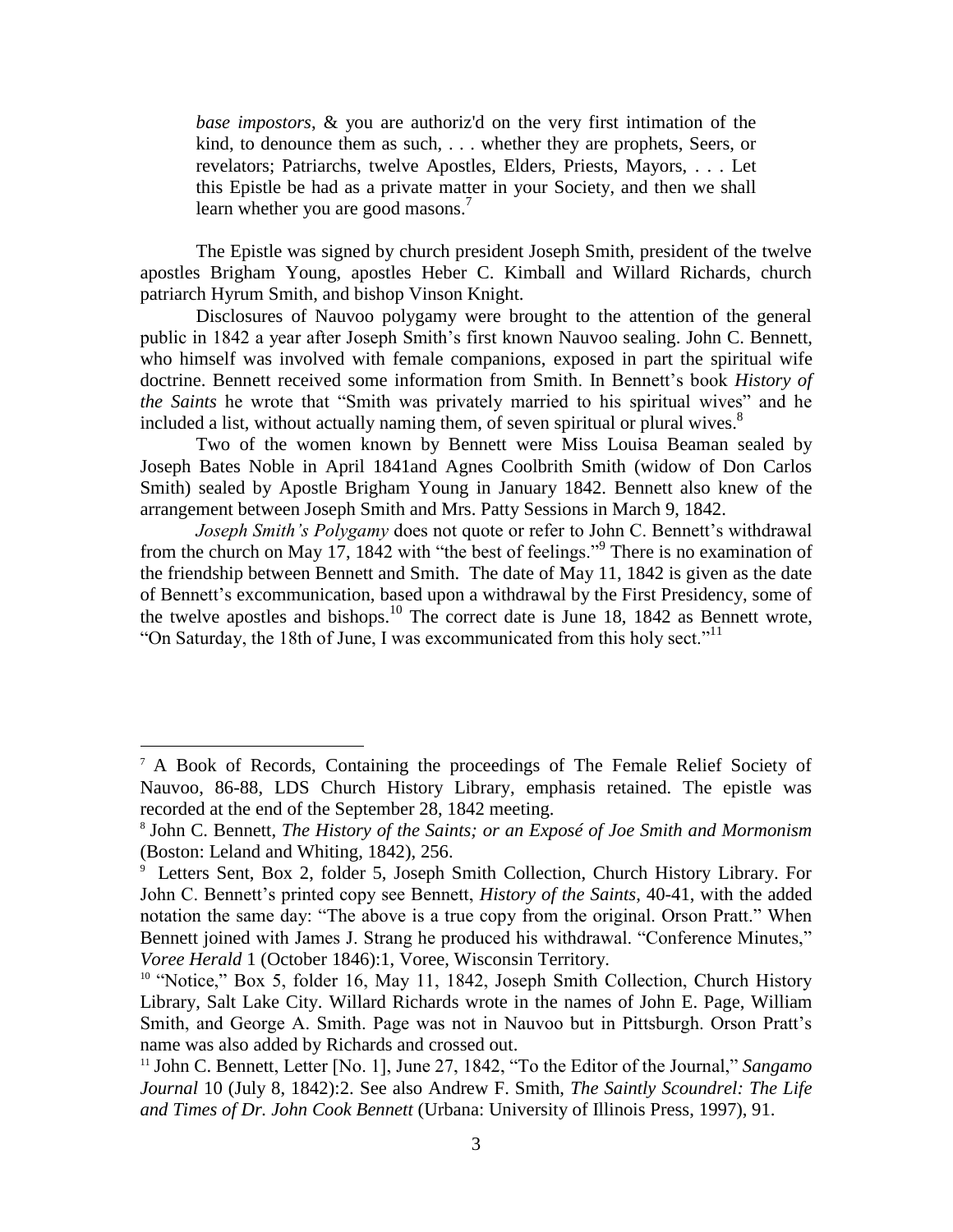> *base impostors*, & you are authoriz'd on the very first intimation of the kind, to denounce them as such, . . . whether they are prophets, Seers, or revelators; Patriarchs, twelve Apostles, Elders, Priests, Mayors, . . . Let this Epistle be had as a private matter in your Society, and then we shall learn whether you are good masons.[7]

The Epistle was signed by church president Joseph Smith, president of the twelve apostles Brigham Young, apostles Heber C. Kimball and Willard Richards, church patriarch Hyrum Smith, and bishop Vinson Knight.

Disclosures of Nauvoo polygamy were brought to the attention of the general public in 1842 a year after Joseph Smith's first known Nauvoo sealing. John C. Bennett, who himself was involved with female companions, exposed in part the spiritual wife doctrine. Bennett received some information from Smith. In Bennett's book *History of the Saints* he wrote that "Smith was privately married to his spiritual wives" and he included a list, without actually naming them, of seven spiritual or plural wives.[8]

Two of the women known by Bennett were Miss Louisa Beaman sealed by Joseph Bates Noble in April 1841and Agnes Coolbrith Smith (widow of Don Carlos Smith) sealed by Apostle Brigham Young in January 1842. Bennett also knew of the arrangement between Joseph Smith and Mrs. Patty Sessions in March 9, 1842.

*Joseph Smith's Polygamy* does not quote or refer to John C. Bennett's withdrawal from the church on May 17, 1842 with "the best of feelings."[9] There is no examination of the friendship between Bennett and Smith. The date of May 11, 1842 is given as the date of Bennett's excommunication, based upon a withdrawal by the First Presidency, some of the twelve apostles and bishops.[10] The correct date is June 18, 1842 as Bennett wrote, "On Saturday, the 18th of June, I was excommunicated from this holy sect."[11]

---

[7] A Book of Records, Containing the proceedings of The Female Relief Society of Nauvoo, 86-88, LDS Church History Library, emphasis retained. The epistle was recorded at the end of the September 28, 1842 meeting.

[8] John C. Bennett, *The History of the Saints; or an Exposé of Joe Smith and Mormonism* (Boston: Leland and Whiting, 1842), 256.

[9] Letters Sent, Box 2, folder 5, Joseph Smith Collection, Church History Library. For John C. Bennett's printed copy see Bennett, *History of the Saints*, 40-41, with the added notation the same day: "The above is a true copy from the original. Orson Pratt." When Bennett joined with James J. Strang he produced his withdrawal. "Conference Minutes," *Voree Herald* 1 (October 1846):1, Voree, Wisconsin Territory.

[10] "Notice," Box 5, folder 16, May 11, 1842, Joseph Smith Collection, Church History Library, Salt Lake City. Willard Richards wrote in the names of John E. Page, William Smith, and George A. Smith. Page was not in Nauvoo but in Pittsburgh. Orson Pratt's name was also added by Richards and crossed out.

[11] John C. Bennett, Letter [No. 1], June 27, 1842, "To the Editor of the Journal," *Sangamo Journal* 10 (July 8, 1842):2. See also Andrew F. Smith, *The Saintly Scoundrel: The Life and Times of Dr. John Cook Bennett* (Urbana: University of Illinois Press, 1997), 91.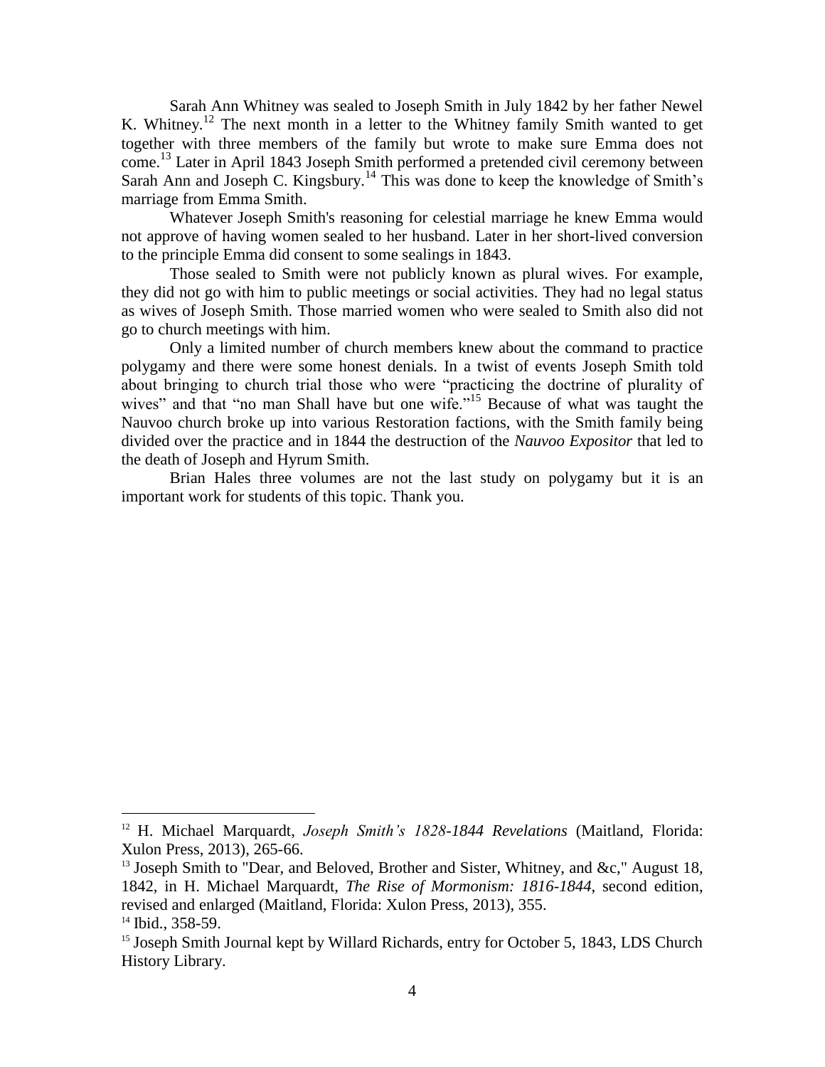Sarah Ann Whitney was sealed to Joseph Smith in July 1842 by her father Newel K. Whitney.[12] The next month in a letter to the Whitney family Smith wanted to get together with three members of the family but wrote to make sure Emma does not come.[13] Later in April 1843 Joseph Smith performed a pretended civil ceremony between Sarah Ann and Joseph C. Kingsbury.[14] This was done to keep the knowledge of Smith's marriage from Emma Smith.

Whatever Joseph Smith's reasoning for celestial marriage he knew Emma would not approve of having women sealed to her husband. Later in her short-lived conversion to the principle Emma did consent to some sealings in 1843.

Those sealed to Smith were not publicly known as plural wives. For example, they did not go with him to public meetings or social activities. They had no legal status as wives of Joseph Smith. Those married women who were sealed to Smith also did not go to church meetings with him.

Only a limited number of church members knew about the command to practice polygamy and there were some honest denials. In a twist of events Joseph Smith told about bringing to church trial those who were "practicing the doctrine of plurality of wives" and that "no man Shall have but one wife."[15] Because of what was taught the Nauvoo church broke up into various Restoration factions, with the Smith family being divided over the practice and in 1844 the destruction of the *Nauvoo Expositor* that led to the death of Joseph and Hyrum Smith.

Brian Hales three volumes are not the last study on polygamy but it is an important work for students of this topic. Thank you.

---

[12] H. Michael Marquardt, *Joseph Smith's 1828-1844 Revelations* (Maitland, Florida: Xulon Press, 2013), 265-66.

[13] Joseph Smith to "Dear, and Beloved, Brother and Sister, Whitney, and &c," August 18, 1842, in H. Michael Marquardt, *The Rise of Mormonism: 1816-1844*, second edition, revised and enlarged (Maitland, Florida: Xulon Press, 2013), 355.

[14] Ibid., 358-59.

[15] Joseph Smith Journal kept by Willard Richards, entry for October 5, 1843, LDS Church History Library.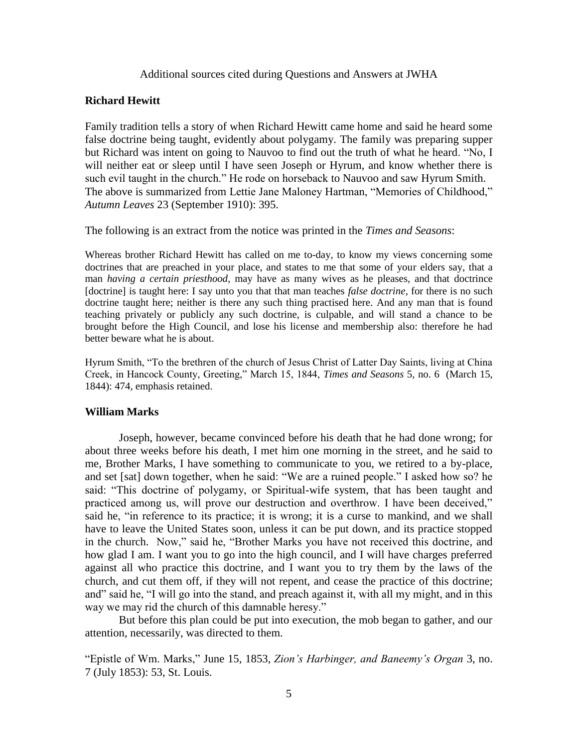Additional sources cited during Questions and Answers at JWHA

## Richard Hewitt

Family tradition tells a story of when Richard Hewitt came home and said he heard some false doctrine being taught, evidently about polygamy. The family was preparing supper but Richard was intent on going to Nauvoo to find out the truth of what he heard. "No, I will neither eat or sleep until I have seen Joseph or Hyrum, and know whether there is such evil taught in the church." He rode on horseback to Nauvoo and saw Hyrum Smith. The above is summarized from Lettie Jane Maloney Hartman, "Memories of Childhood," *Autumn Leaves* 23 (September 1910): 395.

The following is an extract from the notice was printed in the *Times and Seasons*:

Whereas brother Richard Hewitt has called on me to-day, to know my views concerning some doctrines that are preached in your place, and states to me that some of your elders say, that a man *having a certain priesthood*, may have as many wives as he pleases, and that doctrince [doctrine] is taught here: I say unto you that that man teaches *false doctrine*, for there is no such doctrine taught here; neither is there any such thing practised here. And any man that is found teaching privately or publicly any such doctrine, is culpable, and will stand a chance to be brought before the High Council, and lose his license and membership also: therefore he had better beware what he is about.

Hyrum Smith, "To the brethren of the church of Jesus Christ of Latter Day Saints, living at China Creek, in Hancock County, Greeting," March 15, 1844, *Times and Seasons* 5, no. 6 (March 15, 1844): 474, emphasis retained.

## William Marks

Joseph, however, became convinced before his death that he had done wrong; for about three weeks before his death, I met him one morning in the street, and he said to me, Brother Marks, I have something to communicate to you, we retired to a by-place, and set [sat] down together, when he said: "We are a ruined people." I asked how so? he said: "This doctrine of polygamy, or Spiritual-wife system, that has been taught and practiced among us, will prove our destruction and overthrow. I have been deceived," said he, "in reference to its practice; it is wrong; it is a curse to mankind, and we shall have to leave the United States soon, unless it can be put down, and its practice stopped in the church. Now," said he, "Brother Marks you have not received this doctrine, and how glad I am. I want you to go into the high council, and I will have charges preferred against all who practice this doctrine, and I want you to try them by the laws of the church, and cut them off, if they will not repent, and cease the practice of this doctrine; and" said he, "I will go into the stand, and preach against it, with all my might, and in this way we may rid the church of this damnable heresy."

But before this plan could be put into execution, the mob began to gather, and our attention, necessarily, was directed to them.

"Epistle of Wm. Marks," June 15, 1853, *Zion's Harbinger, and Baneemy's Organ* 3, no. 7 (July 1853): 53, St. Louis.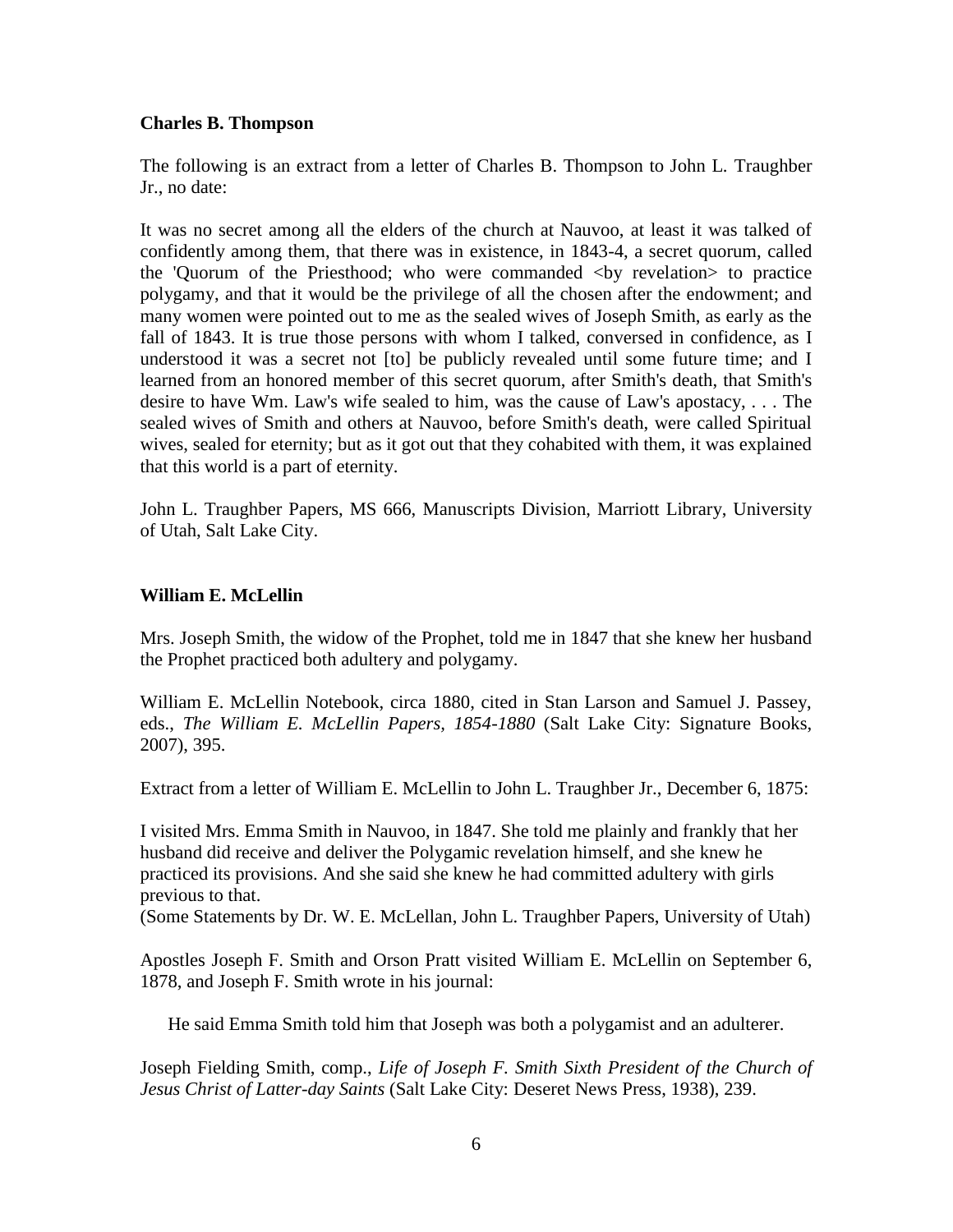**Charles B. Thompson**

The following is an extract from a letter of Charles B. Thompson to John L. Traughber Jr., no date:

It was no secret among all the elders of the church at Nauvoo, at least it was talked of confidently among them, that there was in existence, in 1843-4, a secret quorum, called the 'Quorum of the Priesthood; who were commanded <by revelation> to practice polygamy, and that it would be the privilege of all the chosen after the endowment; and many women were pointed out to me as the sealed wives of Joseph Smith, as early as the fall of 1843. It is true those persons with whom I talked, conversed in confidence, as I understood it was a secret not [to] be publicly revealed until some future time; and I learned from an honored member of this secret quorum, after Smith's death, that Smith's desire to have Wm. Law's wife sealed to him, was the cause of Law's apostacy, . . . The sealed wives of Smith and others at Nauvoo, before Smith's death, were called Spiritual wives, sealed for eternity; but as it got out that they cohabited with them, it was explained that this world is a part of eternity.

John L. Traughber Papers, MS 666, Manuscripts Division, Marriott Library, University of Utah, Salt Lake City.

**William E. McLellin**

Mrs. Joseph Smith, the widow of the Prophet, told me in 1847 that she knew her husband the Prophet practiced both adultery and polygamy.

William E. McLellin Notebook, circa 1880, cited in Stan Larson and Samuel J. Passey, eds., *The William E. McLellin Papers, 1854-1880* (Salt Lake City: Signature Books, 2007), 395.

Extract from a letter of William E. McLellin to John L. Traughber Jr., December 6, 1875:

I visited Mrs. Emma Smith in Nauvoo, in 1847. She told me plainly and frankly that her husband did receive and deliver the Polygamic revelation himself, and she knew he practiced its provisions. And she said she knew he had committed adultery with girls previous to that.
(Some Statements by Dr. W. E. McLellan, John L. Traughber Papers, University of Utah)

Apostles Joseph F. Smith and Orson Pratt visited William E. McLellin on September 6, 1878, and Joseph F. Smith wrote in his journal:

> He said Emma Smith told him that Joseph was both a polygamist and an adulterer.

Joseph Fielding Smith, comp., *Life of Joseph F. Smith Sixth President of the Church of Jesus Christ of Latter-day Saints* (Salt Lake City: Deseret News Press, 1938), 239.